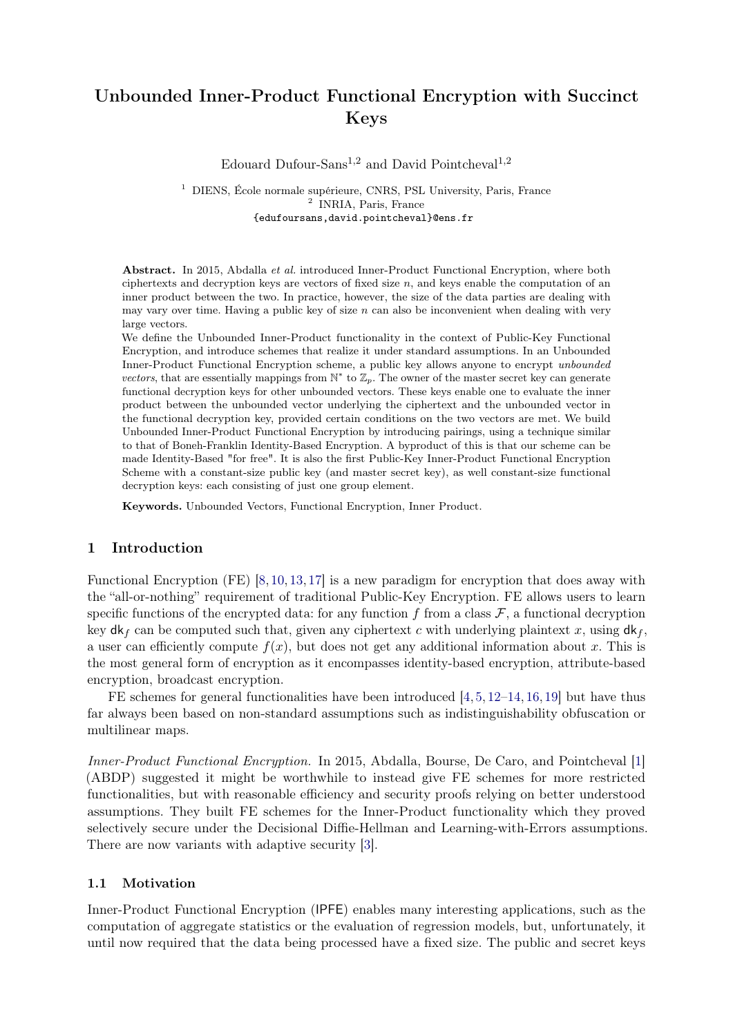# Unbounded Inner-Product Functional Encryption with Succinct Keys

Edouard Dufour-Sans[1,2] and David Pointcheval[1,2]

[1] DIENS, École normale supérieure, CNRS, PSL University, Paris, France
[2] INRIA, Paris, France
{edufoursans,david.pointcheval}@ens.fr

**Abstract.** In 2015, Abdalla *et al.* introduced Inner-Product Functional Encryption, where both ciphertexts and decryption keys are vectors of fixed size $n$, and keys enable the computation of an inner product between the two. In practice, however, the size of the data parties are dealing with may vary over time. Having a public key of size $n$ can also be inconvenient when dealing with very large vectors.
We define the Unbounded Inner-Product functionality in the context of Public-Key Functional Encryption, and introduce schemes that realize it under standard assumptions. In an Unbounded Inner-Product Functional Encryption scheme, a public key allows anyone to encrypt *unbounded vectors*, that are essentially mappings from $\mathbb{N}^*$ to $\mathbb{Z}_p$. The owner of the master secret key can generate functional decryption keys for other unbounded vectors. These keys enable one to evaluate the inner product between the unbounded vector underlying the ciphertext and the unbounded vector in the functional decryption key, provided certain conditions on the two vectors are met. We build Unbounded Inner-Product Functional Encryption by introducing pairings, using a technique similar to that of Boneh-Franklin Identity-Based Encryption. A byproduct of this is that our scheme can be made Identity-Based "for free". It is also the first Public-Key Inner-Product Functional Encryption Scheme with a constant-size public key (and master secret key), as well constant-size functional decryption keys: each consisting of just one group element.

**Keywords.** Unbounded Vectors, Functional Encryption, Inner Product.

## 1 Introduction

Functional Encryption (FE) [8, 10, 13, 17] is a new paradigm for encryption that does away with the "all-or-nothing" requirement of traditional Public-Key Encryption. FE allows users to learn specific functions of the encrypted data: for any function $f$ from a class $\mathcal{F}$, a functional decryption key $\mathsf{dk}_f$ can be computed such that, given any ciphertext $c$ with underlying plaintext $x$, using $\mathsf{dk}_f$, a user can efficiently compute $f(x)$, but does not get any additional information about $x$. This is the most general form of encryption as it encompasses identity-based encryption, attribute-based encryption, broadcast encryption.

FE schemes for general functionalities have been introduced [4, 5, 12–14, 16, 19] but have thus far always been based on non-standard assumptions such as indistinguishability obfuscation or multilinear maps.

*Inner-Product Functional Encryption.* In 2015, Abdalla, Bourse, De Caro, and Pointcheval [1] (ABDP) suggested it might be worthwhile to instead give FE schemes for more restricted functionalities, but with reasonable efficiency and security proofs relying on better understood assumptions. They built FE schemes for the Inner-Product functionality which they proved selectively secure under the Decisional Diffie-Hellman and Learning-with-Errors assumptions. There are now variants with adaptive security [3].

### 1.1 Motivation

Inner-Product Functional Encryption (IPFE) enables many interesting applications, such as the computation of aggregate statistics or the evaluation of regression models, but, unfortunately, it until now required that the data being processed have a fixed size. The public and secret keys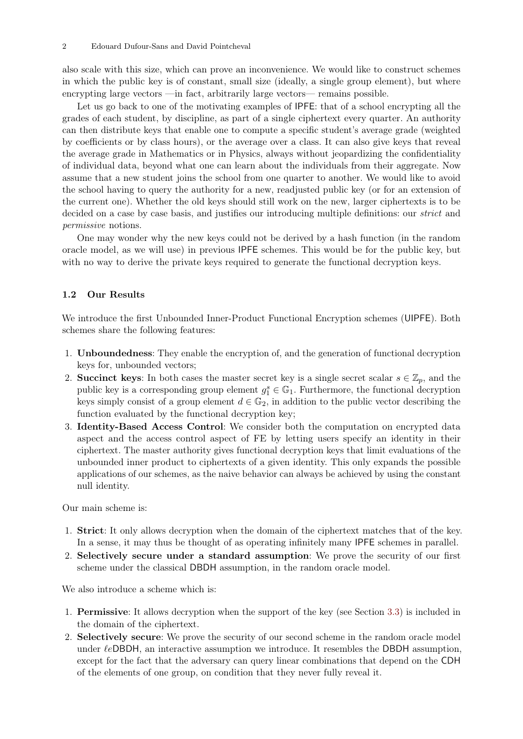also scale with this size, which can prove an inconvenience. We would like to construct schemes in which the public key is of constant, small size (ideally, a single group element), but where encrypting large vectors —in fact, arbitrarily large vectors— remains possible.

Let us go back to one of the motivating examples of IPFE: that of a school encrypting all the grades of each student, by discipline, as part of a single ciphertext every quarter. An authority can then distribute keys that enable one to compute a specific student's average grade (weighted by coefficients or by class hours), or the average over a class. It can also give keys that reveal the average grade in Mathematics or in Physics, always without jeopardizing the confidentiality of individual data, beyond what one can learn about the individuals from their aggregate. Now assume that a new student joins the school from one quarter to another. We would like to avoid the school having to query the authority for a new, readjusted public key (or for an extension of the current one). Whether the old keys should still work on the new, larger ciphertexts is to be decided on a case by case basis, and justifies our introducing multiple definitions: our *strict* and *permissive* notions.

One may wonder why the new keys could not be derived by a hash function (in the random oracle model, as we will use) in previous IPFE schemes. This would be for the public key, but with no way to derive the private keys required to generate the functional decryption keys.

### 1.2 Our Results

We introduce the first Unbounded Inner-Product Functional Encryption schemes (UIPFE). Both schemes share the following features:

1. **Unboundedness**: They enable the encryption of, and the generation of functional decryption keys for, unbounded vectors;
2. **Succinct keys**: In both cases the master secret key is a single secret scalar $s \in \mathbb{Z}_p$, and the public key is a corresponding group element $g_1^s \in \mathbb{G}_1$. Furthermore, the functional decryption keys simply consist of a group element $d \in \mathbb{G}_2$, in addition to the public vector describing the function evaluated by the functional decryption key;
3. **Identity-Based Access Control**: We consider both the computation on encrypted data aspect and the access control aspect of FE by letting users specify an identity in their ciphertext. The master authority gives functional decryption keys that limit evaluations of the unbounded inner product to ciphertexts of a given identity. This only expands the possible applications of our schemes, as the naive behavior can always be achieved by using the constant null identity.

Our main scheme is:

1. **Strict**: It only allows decryption when the domain of the ciphertext matches that of the key. In a sense, it may thus be thought of as operating infinitely many IPFE schemes in parallel.
2. **Selectively secure under a standard assumption**: We prove the security of our first scheme under the classical DBDH assumption, in the random oracle model.

We also introduce a scheme which is:

1. **Permissive**: It allows decryption when the support of the key (see Section 3.3) is included in the domain of the ciphertext.
2. **Selectively secure**: We prove the security of our second scheme in the random oracle model under $\ell e$DBDH, an interactive assumption we introduce. It resembles the DBDH assumption, except for the fact that the adversary can query linear combinations that depend on the CDH of the elements of one group, on condition that they never fully reveal it.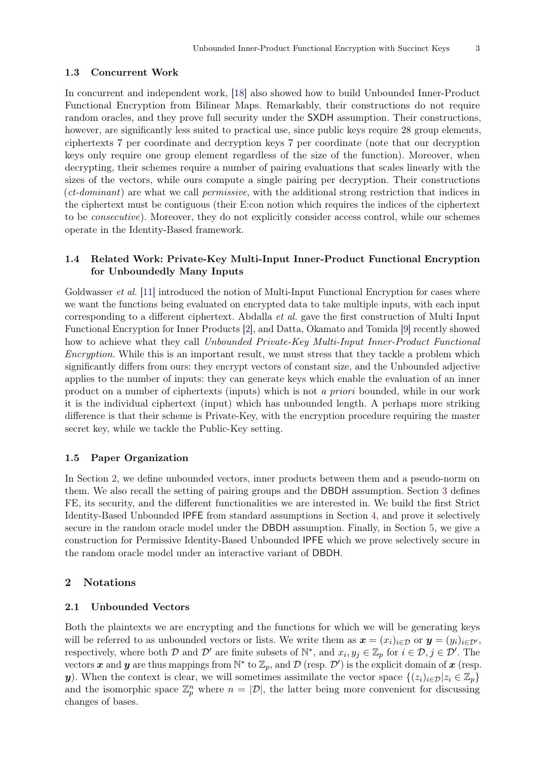### 1.3 Concurrent Work

In concurrent and independent work, [18] also showed how to build Unbounded Inner-Product Functional Encryption from Bilinear Maps. Remarkably, their constructions do not require random oracles, and they prove full security under the SXDH assumption. Their constructions, however, are significantly less suited to practical use, since public keys require 28 group elements, ciphertexts 7 per coordinate and decryption keys 7 per coordinate (note that our decryption keys only require one group element regardless of the size of the function). Moreover, when decrypting, their schemes require a number of pairing evaluations that scales linearly with the sizes of the vectors, while ours compute a single pairing per decryption. Their constructions (*ct-dominant*) are what we call *permissive*, with the additional strong restriction that indices in the ciphertext must be contiguous (their E:con notion which requires the indices of the ciphertext to be *consecutive*). Moreover, they do not explicitly consider access control, while our schemes operate in the Identity-Based framework.

### 1.4 Related Work: Private-Key Multi-Input Inner-Product Functional Encryption for Unboundedly Many Inputs

Goldwasser *et al.* [11] introduced the notion of Multi-Input Functional Encryption for cases where we want the functions being evaluated on encrypted data to take multiple inputs, with each input corresponding to a different ciphertext. Abdalla *et al.* gave the first construction of Multi Input Functional Encryption for Inner Products [2], and Datta, Okamato and Tomida [9] recently showed how to achieve what they call *Unbounded Private-Key Multi-Input Inner-Product Functional Encryption.* While this is an important result, we must stress that they tackle a problem which significantly differs from ours: they encrypt vectors of constant size, and the Unbounded adjective applies to the number of inputs: they can generate keys which enable the evaluation of an inner product on a number of ciphertexts (inputs) which is not *a priori* bounded, while in our work it is the individual ciphertext (input) which has unbounded length. A perhaps more striking difference is that their scheme is Private-Key, with the encryption procedure requiring the master secret key, while we tackle the Public-Key setting.

### 1.5 Paper Organization

In Section 2, we define unbounded vectors, inner products between them and a pseudo-norm on them. We also recall the setting of pairing groups and the DBDH assumption. Section 3 defines FE, its security, and the different functionalities we are interested in. We build the first Strict Identity-Based Unbounded IPFE from standard assumptions in Section 4, and prove it selectively secure in the random oracle model under the DBDH assumption. Finally, in Section 5, we give a construction for Permissive Identity-Based Unbounded IPFE which we prove selectively secure in the random oracle model under an interactive variant of DBDH.

## 2 Notations

### 2.1 Unbounded Vectors

Both the plaintexts we are encrypting and the functions for which we will be generating keys will be referred to as unbounded vectors or lists. We write them as $\boldsymbol{x} = (x_i)_{i \in \mathcal{D}}$ or $\boldsymbol{y} = (y_i)_{i \in \mathcal{D}'}$, respectively, where both $\mathcal{D}$ and $\mathcal{D}'$ are finite subsets of $\mathbb{N}^*$, and $x_i, y_j \in \mathbb{Z}_p$ for $i \in \mathcal{D}, j \in \mathcal{D}'$. The vectors $\boldsymbol{x}$ and $\boldsymbol{y}$ are thus mappings from $\mathbb{N}^*$ to $\mathbb{Z}_p$, and $\mathcal{D}$ (resp. $\mathcal{D}'$) is the explicit domain of $\boldsymbol{x}$ (resp. $\boldsymbol{y}$). When the context is clear, we will sometimes assimilate the vector space $\{(z_i)_{i \in \mathcal{D}} | z_i \in \mathbb{Z}_p\}$ and the isomorphic space $\mathbb{Z}_p^n$ where $n = |\mathcal{D}|$, the latter being more convenient for discussing changes of bases.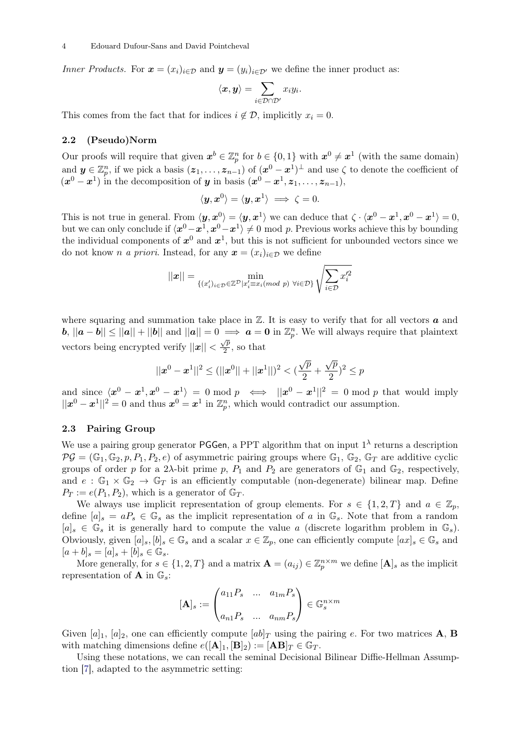*Inner Products.* For $\boldsymbol{x} = (x_i)_{i\in\mathcal{D}}$ and $\boldsymbol{y} = (y_i)_{i\in\mathcal{D}'}$ we define the inner product as:

$$\langle \boldsymbol{x}, \boldsymbol{y} \rangle = \sum_{i\in\mathcal{D}\cap\mathcal{D}'} x_i y_i.$$

This comes from the fact that for indices $i \notin \mathcal{D}$, implicitly $x_i = 0$.

### 2.2 (Pseudo)Norm

Our proofs will require that given $\boldsymbol{x}^b \in \mathbb{Z}_p^n$ for $b \in \{0,1\}$ with $\boldsymbol{x}^0 \neq \boldsymbol{x}^1$ (with the same domain) and $\boldsymbol{y} \in \mathbb{Z}_p^n$, if we pick a basis $(\boldsymbol{z}_1, \dots, \boldsymbol{z}_{n-1})$ of $(\boldsymbol{x}^0 - \boldsymbol{x}^1)^\perp$ and use $\zeta$ to denote the coefficient of $(\boldsymbol{x}^0 - \boldsymbol{x}^1)$ in the decomposition of $\boldsymbol{y}$ in basis $(\boldsymbol{x}^0 - \boldsymbol{x}^1, \boldsymbol{z}_1, \dots, \boldsymbol{z}_{n-1})$,

$$\langle \boldsymbol{y}, \boldsymbol{x}^0 \rangle = \langle \boldsymbol{y}, \boldsymbol{x}^1 \rangle \implies \zeta = 0.$$

This is not true in general. From $\langle \boldsymbol{y}, \boldsymbol{x}^0 \rangle = \langle \boldsymbol{y}, \boldsymbol{x}^1 \rangle$ we can deduce that $\zeta \cdot \langle \boldsymbol{x}^0 - \boldsymbol{x}^1, \boldsymbol{x}^0 - \boldsymbol{x}^1 \rangle = 0$, but we can only conclude if $\langle \boldsymbol{x}^0 - \boldsymbol{x}^1, \boldsymbol{x}^0 - \boldsymbol{x}^1 \rangle \neq 0 \bmod p$. Previous works achieve this by bounding the individual components of $\boldsymbol{x}^0$ and $\boldsymbol{x}^1$, but this is not sufficient for unbounded vectors since we do not know $n$ *a priori*. Instead, for any $\boldsymbol{x} = (x_i)_{i\in\mathcal{D}}$ we define

$$||\boldsymbol{x}|| = \min_{\{(x'_i)_{i\in\mathcal{D}} \in \mathbb{Z}^{\mathcal{D}} | x'_i \equiv x_i (mod\ p)\ \forall i \in \mathcal{D}\}} \sqrt{\sum_{i\in\mathcal{D}} x_i'^2}$$

where squaring and summation take place in $\mathbb{Z}$. It is easy to verify that for all vectors $\boldsymbol{a}$ and $\boldsymbol{b}$, $||\boldsymbol{a} - \boldsymbol{b}|| \leq ||\boldsymbol{a}|| + ||\boldsymbol{b}||$ and $||\boldsymbol{a}|| = 0 \implies \boldsymbol{a} = \boldsymbol{0}$ in $\mathbb{Z}_p^n$. We will always require that plaintext vectors being encrypted verify $||\boldsymbol{x}|| < \frac{\sqrt{p}}{2}$, so that

$$||\boldsymbol{x}^0 - \boldsymbol{x}^1||^2 \leq (||\boldsymbol{x}^0|| + ||\boldsymbol{x}^1||)^2 < (\frac{\sqrt{p}}{2} + \frac{\sqrt{p}}{2})^2 \leq p$$

and since $\langle \boldsymbol{x}^0 - \boldsymbol{x}^1, \boldsymbol{x}^0 - \boldsymbol{x}^1 \rangle = 0 \bmod p \iff ||\boldsymbol{x}^0 - \boldsymbol{x}^1||^2 = 0 \bmod p$ that would imply $||\boldsymbol{x}^0 - \boldsymbol{x}^1||^2 = 0$ and thus $\boldsymbol{x}^0 = \boldsymbol{x}^1$ in $\mathbb{Z}_p^n$, which would contradict our assumption.

### 2.3 Pairing Group

We use a pairing group generator PGGen, a PPT algorithm that on input $1^\lambda$ returns a description $\mathcal{PG} = (\mathbb{G}_1, \mathbb{G}_2, p, P_1, P_2, e)$ of asymmetric pairing groups where $\mathbb{G}_1$, $\mathbb{G}_2$, $\mathbb{G}_T$ are additive cyclic groups of order $p$ for a $2\lambda$-bit prime $p$, $P_1$ and $P_2$ are generators of $\mathbb{G}_1$ and $\mathbb{G}_2$, respectively, and $e : \mathbb{G}_1 \times \mathbb{G}_2 \to \mathbb{G}_T$ is an efficiently computable (non-degenerate) bilinear map. Define $P_T := e(P_1, P_2)$, which is a generator of $\mathbb{G}_T$.

We always use implicit representation of group elements. For $s \in \{1, 2, T\}$ and $a \in \mathbb{Z}_p$, define $[a]_s = aP_s \in \mathbb{G}_s$ as the implicit representation of $a$ in $\mathbb{G}_s$. Note that from a random $[a]_s \in \mathbb{G}_s$ it is generally hard to compute the value $a$ (discrete logarithm problem in $\mathbb{G}_s$). Obviously, given $[a]_s, [b]_s \in \mathbb{G}_s$ and a scalar $x \in \mathbb{Z}_p$, one can efficiently compute $[ax]_s \in \mathbb{G}_s$ and $[a+b]_s = [a]_s + [b]_s \in \mathbb{G}_s$.

More generally, for $s \in \{1, 2, T\}$ and a matrix $\mathbf{A} = (a_{ij}) \in \mathbb{Z}_p^{n\times m}$ we define $[\mathbf{A}]_s$ as the implicit representation of $\mathbf{A}$ in $\mathbb{G}_s$:

$$[\mathbf{A}]_s := \begin{pmatrix} a_{11}P_s & \dots & a_{1m}P_s \\ \\ a_{n1}P_s & \dots & a_{nm}P_s \end{pmatrix} \in \mathbb{G}_s^{n\times m}$$

Given $[a]_1$, $[a]_2$, one can efficiently compute $[ab]_T$ using the pairing $e$. For two matrices $\mathbf{A}$, $\mathbf{B}$ with matching dimensions define $e([\mathbf{A}]_1, [\mathbf{B}]_2) := [\mathbf{AB}]_T \in \mathbb{G}_T$.

Using these notations, we can recall the seminal Decisional Bilinear Diffie-Hellman Assumption [7], adapted to the asymmetric setting: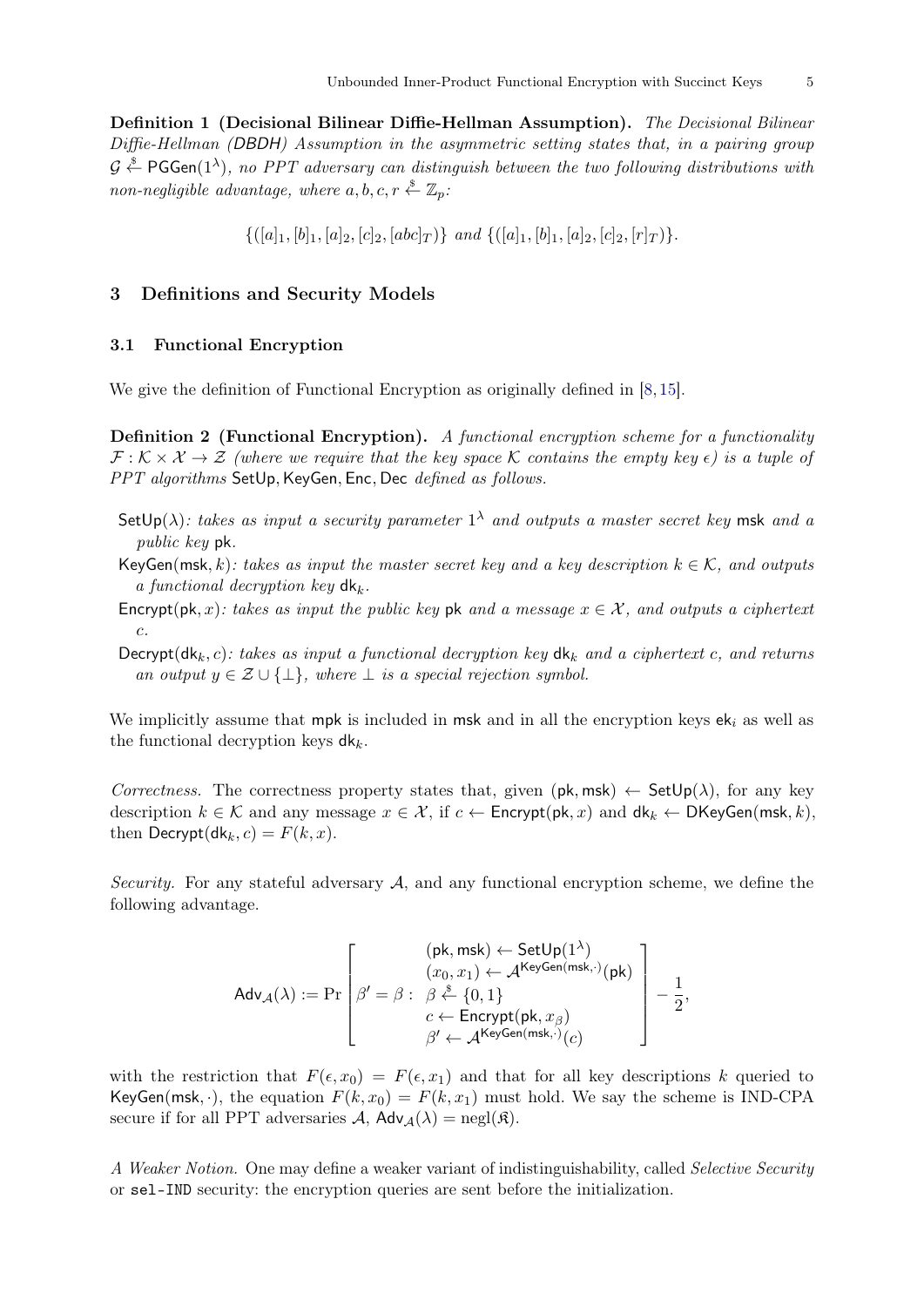**Definition 1 (Decisional Bilinear Diffie-Hellman Assumption).** *The Decisional Bilinear Diffie-Hellman (DBDH) Assumption in the asymmetric setting states that, in a pairing group $\mathcal{G} \xleftarrow{\$} \mathsf{PGGen}(1^\lambda)$, no PPT adversary can distinguish between the two following distributions with non-negligible advantage, where $a, b, c, r \xleftarrow{\$} \mathbb{Z}_p$:*

$$\{([a]_1, [b]_1, [a]_2, [c]_2, [abc]_T)\} \text{ and } \{([a]_1, [b]_1, [a]_2, [c]_2, [r]_T)\}.$$

## 3 Definitions and Security Models

### 3.1 Functional Encryption

We give the definition of Functional Encryption as originally defined in [8,15].

**Definition 2 (Functional Encryption).** *A functional encryption scheme for a functionality $\mathcal{F} : \mathcal{K} \times \mathcal{X} \to \mathcal{Z}$ (where we require that the key space $\mathcal{K}$ contains the empty key $\epsilon$) is a tuple of PPT algorithms* SetUp, KeyGen, Enc, Dec *defined as follows.*

- $\mathsf{SetUp}(\lambda)$*: takes as input a security parameter $1^\lambda$ and outputs a master secret key* msk *and a public key* pk*.*
- $\mathsf{KeyGen}(\mathsf{msk}, k)$*: takes as input the master secret key and a key description $k \in \mathcal{K}$, and outputs a functional decryption key $\mathsf{dk}_k$.*
- $\mathsf{Encrypt}(\mathsf{pk}, x)$*: takes as input the public key* pk *and a message $x \in \mathcal{X}$, and outputs a ciphertext $c$.*
- $\mathsf{Decrypt}(\mathsf{dk}_k, c)$*: takes as input a functional decryption key $\mathsf{dk}_k$ and a ciphertext $c$, and returns an output $y \in \mathcal{Z} \cup \{\perp\}$, where $\perp$ is a special rejection symbol.*

We implicitly assume that mpk is included in msk and in all the encryption keys $\mathsf{ek}_i$ as well as the functional decryption keys $\mathsf{dk}_k$.

*Correctness.* The correctness property states that, given $(\mathsf{pk}, \mathsf{msk}) \leftarrow \mathsf{SetUp}(\lambda)$, for any key description $k \in \mathcal{K}$ and any message $x \in \mathcal{X}$, if $c \leftarrow \mathsf{Encrypt}(\mathsf{pk}, x)$ and $\mathsf{dk}_k \leftarrow \mathsf{DKeyGen}(\mathsf{msk}, k)$, then $\mathsf{Decrypt}(\mathsf{dk}_k, c) = F(k, x)$.

*Security.* For any stateful adversary $\mathcal{A}$, and any functional encryption scheme, we define the following advantage.

$$\mathsf{Adv}_{\mathcal{A}}(\lambda) := \Pr\left[\beta' = \beta : \begin{array}{c} (\mathsf{pk}, \mathsf{msk}) \leftarrow \mathsf{SetUp}(1^\lambda) \\ (x_0, x_1) \leftarrow \mathcal{A}^{\mathsf{KeyGen}(\mathsf{msk}, \cdot)}(\mathsf{pk}) \\ \beta \xleftarrow{\$} \{0,1\} \\ c \leftarrow \mathsf{Encrypt}(\mathsf{pk}, x_\beta) \\ \beta' \leftarrow \mathcal{A}^{\mathsf{KeyGen}(\mathsf{msk}, \cdot)}(c) \end{array}\right] - \frac{1}{2},$$

with the restriction that $F(\epsilon, x_0) = F(\epsilon, x_1)$ and that for all key descriptions $k$ queried to $\mathsf{KeyGen}(\mathsf{msk}, \cdot)$, the equation $F(k, x_0) = F(k, x_1)$ must hold. We say the scheme is IND-CPA secure if for all PPT adversaries $\mathcal{A}$, $\mathsf{Adv}_{\mathcal{A}}(\lambda) = \mathrm{negl}(\mathfrak{K})$.

*A Weaker Notion.* One may define a weaker variant of indistinguishability, called *Selective Security* or `sel-IND` security: the encryption queries are sent before the initialization.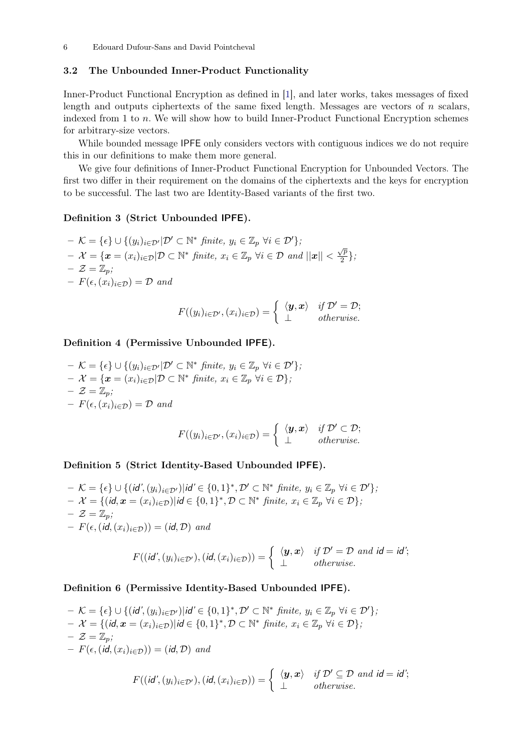### 3.2 The Unbounded Inner-Product Functionality

Inner-Product Functional Encryption as defined in [1], and later works, takes messages of fixed length and outputs ciphertexts of the same fixed length. Messages are vectors of $n$ scalars, indexed from 1 to $n$. We will show how to build Inner-Product Functional Encryption schemes for arbitrary-size vectors.

While bounded message IPFE only considers vectors with contiguous indices we do not require this in our definitions to make them more general.

We give four definitions of Inner-Product Functional Encryption for Unbounded Vectors. The first two differ in their requirement on the domains of the ciphertexts and the keys for encryption to be successful. The last two are Identity-Based variants of the first two.

**Definition 3 (Strict Unbounded IPFE).**

- $\mathcal{K} = \{\epsilon\} \cup \{(y_i)_{i \in \mathcal{D}'} | \mathcal{D}' \subset \mathbb{N}^* \textit{ finite, } y_i \in \mathbb{Z}_p \ \forall i \in \mathcal{D}'\}$;
- $\mathcal{X} = \{\boldsymbol{x} = (x_i)_{i \in \mathcal{D}} | \mathcal{D} \subset \mathbb{N}^* \textit{ finite, } x_i \in \mathbb{Z}_p \ \forall i \in \mathcal{D} \textit{ and } ||\boldsymbol{x}|| < \frac{\sqrt{p}}{2}\}$;
- $\mathcal{Z} = \mathbb{Z}_p$;
- $F(\epsilon, (x_i)_{i \in \mathcal{D}}) = \mathcal{D}$ *and*

$$F((y_i)_{i \in \mathcal{D}'}, (x_i)_{i \in \mathcal{D}}) = \begin{cases} \langle \boldsymbol{y}, \boldsymbol{x} \rangle & \textit{if } \mathcal{D}' = \mathcal{D}; \\ \bot & \textit{otherwise.} \end{cases}$$

**Definition 4 (Permissive Unbounded IPFE).**

- $\mathcal{K} = \{\epsilon\} \cup \{(y_i)_{i \in \mathcal{D}'} | \mathcal{D}' \subset \mathbb{N}^* \textit{ finite, } y_i \in \mathbb{Z}_p \ \forall i \in \mathcal{D}'\}$;
- $\mathcal{X} = \{\boldsymbol{x} = (x_i)_{i \in \mathcal{D}} | \mathcal{D} \subset \mathbb{N}^* \textit{ finite, } x_i \in \mathbb{Z}_p \ \forall i \in \mathcal{D}\}$;
- $\mathcal{Z} = \mathbb{Z}_p$;
- $F(\epsilon, (x_i)_{i \in \mathcal{D}}) = \mathcal{D}$ *and*

$$F((y_i)_{i \in \mathcal{D}'}, (x_i)_{i \in \mathcal{D}}) = \begin{cases} \langle \boldsymbol{y}, \boldsymbol{x} \rangle & \textit{if } \mathcal{D}' \subset \mathcal{D}; \\ \bot & \textit{otherwise.} \end{cases}$$

**Definition 5 (Strict Identity-Based Unbounded IPFE).**

- $\mathcal{K} = \{\epsilon\} \cup \{(\mathsf{id}', (y_i)_{i \in \mathcal{D}'}) | \mathsf{id}' \in \{0,1\}^*, \mathcal{D}' \subset \mathbb{N}^* \textit{ finite, } y_i \in \mathbb{Z}_p \ \forall i \in \mathcal{D}'\}$;
- $\mathcal{X} = \{(\mathsf{id}, \boldsymbol{x} = (x_i)_{i \in \mathcal{D}}) | \mathsf{id} \in \{0,1\}^*, \mathcal{D} \subset \mathbb{N}^* \textit{ finite, } x_i \in \mathbb{Z}_p \ \forall i \in \mathcal{D}\}$;
- $\mathcal{Z} = \mathbb{Z}_p$;
- $F(\epsilon, (\mathsf{id}, (x_i)_{i \in \mathcal{D}})) = (\mathsf{id}, \mathcal{D})$ *and*

$$F((\mathsf{id}', (y_i)_{i \in \mathcal{D}'}), (\mathsf{id}, (x_i)_{i \in \mathcal{D}})) = \begin{cases} \langle \boldsymbol{y}, \boldsymbol{x} \rangle & \textit{if } \mathcal{D}' = \mathcal{D} \textit{ and } \mathsf{id} = \mathsf{id}'; \\ \bot & \textit{otherwise.} \end{cases}$$

**Definition 6 (Permissive Identity-Based Unbounded IPFE).**

- $\mathcal{K} = \{\epsilon\} \cup \{(\mathsf{id}', (y_i)_{i \in \mathcal{D}'}) | \mathsf{id}' \in \{0,1\}^*, \mathcal{D}' \subset \mathbb{N}^* \textit{ finite, } y_i \in \mathbb{Z}_p \ \forall i \in \mathcal{D}'\}$;
- $\mathcal{X} = \{(\mathsf{id}, \boldsymbol{x} = (x_i)_{i \in \mathcal{D}}) | \mathsf{id} \in \{0,1\}^*, \mathcal{D} \subset \mathbb{N}^* \textit{ finite, } x_i \in \mathbb{Z}_p \ \forall i \in \mathcal{D}\}$;
- $\mathcal{Z} = \mathbb{Z}_p$;
- $F(\epsilon, (\mathsf{id}, (x_i)_{i \in \mathcal{D}})) = (\mathsf{id}, \mathcal{D})$ *and*

$$F((\mathsf{id}', (y_i)_{i \in \mathcal{D}'}), (\mathsf{id}, (x_i)_{i \in \mathcal{D}})) = \begin{cases} \langle \boldsymbol{y}, \boldsymbol{x} \rangle & \textit{if } \mathcal{D}' \subseteq \mathcal{D} \textit{ and } \mathsf{id} = \mathsf{id}'; \\ \bot & \textit{otherwise.} \end{cases}$$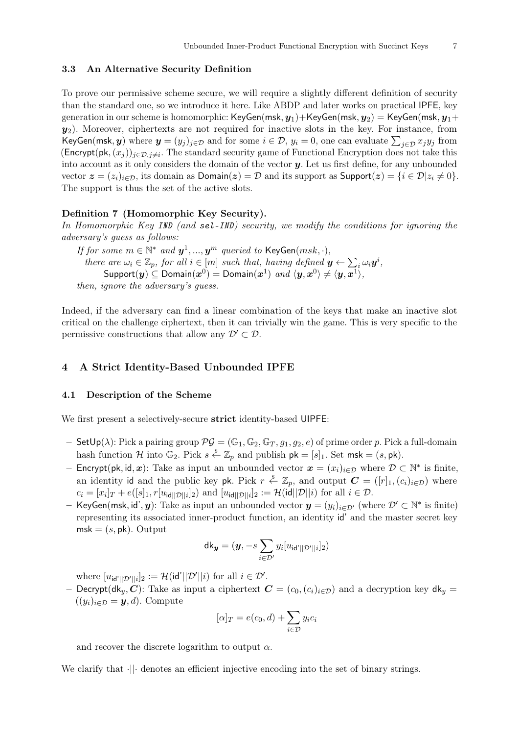### 3.3 An Alternative Security Definition

To prove our permissive scheme secure, we will require a slightly different definition of security than the standard one, so we introduce it here. Like ABDP and later works on practical IPFE, key generation in our scheme is homomorphic: $\mathsf{KeyGen}(\mathsf{msk}, \boldsymbol{y}_1) + \mathsf{KeyGen}(\mathsf{msk}, \boldsymbol{y}_2) = \mathsf{KeyGen}(\mathsf{msk}, \boldsymbol{y}_1 + \boldsymbol{y}_2)$. Moreover, ciphertexts are not required for inactive slots in the key. For instance, from $\mathsf{KeyGen}(\mathsf{msk}, \boldsymbol{y})$ where $\boldsymbol{y} = (y_j)_{j \in \mathcal{D}}$ and for some $i \in \mathcal{D}$, $y_i = 0$, one can evaluate $\sum_{j \in \mathcal{D}} x_j y_j$ from $(\mathsf{Encrypt}(\mathsf{pk}, (x_j))_{j \in \mathcal{D}, j \neq i}$. The standard security game of Functional Encryption does not take this into account as it only considers the domain of the vector $\boldsymbol{y}$. Let us first define, for any unbounded vector $\boldsymbol{z} = (z_i)_{i \in \mathcal{D}}$, its domain as $\mathsf{Domain}(\boldsymbol{z}) = \mathcal{D}$ and its support as $\mathsf{Support}(\boldsymbol{z}) = \{i \in \mathcal{D} | z_i \neq 0\}$. The support is thus the set of the active slots.

**Definition 7 (Homomorphic Key Security).**
*In Homomorphic Key* **IND** *(and* **sel-IND***) security, we modify the conditions for ignoring the adversary's guess as follows:*

*If for some $m \in \mathbb{N}^*$ and $\boldsymbol{y}^1, ..., \boldsymbol{y}^m$ queried to $\mathsf{KeyGen}(msk, \cdot)$,*
*there are $\omega_i \in \mathbb{Z}_p$, for all $i \in [m]$ such that, having defined $\boldsymbol{y} \leftarrow \sum_i \omega_i \boldsymbol{y}^i$,*
$\mathsf{Support}(\boldsymbol{y}) \subseteq \mathsf{Domain}(\boldsymbol{x}^0) = \mathsf{Domain}(\boldsymbol{x}^1)$ *and* $\langle \boldsymbol{y}, \boldsymbol{x}^0 \rangle \neq \langle \boldsymbol{y}, \boldsymbol{x}^1 \rangle$,
*then, ignore the adversary's guess.*

Indeed, if the adversary can find a linear combination of the keys that make an inactive slot critical on the challenge ciphertext, then it can trivially win the game. This is very specific to the permissive constructions that allow any $\mathcal{D}' \subset \mathcal{D}$.

## 4 A Strict Identity-Based Unbounded IPFE

### 4.1 Description of the Scheme

We first present a selectively-secure **strict** identity-based UIPFE:

- $\mathsf{SetUp}(\lambda)$: Pick a pairing group $\mathcal{PG} = (\mathbb{G}_1, \mathbb{G}_2, \mathbb{G}_T, g_1, g_2, e)$ of prime order $p$. Pick a full-domain hash function $\mathcal{H}$ into $\mathbb{G}_2$. Pick $s \xleftarrow{\$} \mathbb{Z}_p$ and publish $\mathsf{pk} = [s]_1$. Set $\mathsf{msk} = (s, \mathsf{pk})$.
- $\mathsf{Encrypt}(\mathsf{pk}, \mathsf{id}, \boldsymbol{x})$: Take as input an unbounded vector $\boldsymbol{x} = (x_i)_{i \in \mathcal{D}}$ where $\mathcal{D} \subset \mathbb{N}^*$ is finite, an identity $\mathsf{id}$ and the public key $\mathsf{pk}$. Pick $r \xleftarrow{\$} \mathbb{Z}_p$, and output $\boldsymbol{C} = ([r]_1, (c_i)_{i \in \mathcal{D}})$ where $c_i = [x_i]_T + e([s]_1, r[u_{\mathsf{id}||\mathcal{D}||i}]_2)$ and $[u_{\mathsf{id}||\mathcal{D}||i}]_2 := \mathcal{H}(\mathsf{id}||\mathcal{D}||i)$ for all $i \in \mathcal{D}$.
- $\mathsf{KeyGen}(\mathsf{msk}, \mathsf{id}', \boldsymbol{y})$: Take as input an unbounded vector $\boldsymbol{y} = (y_i)_{i \in \mathcal{D}'}$ (where $\mathcal{D}' \subset \mathbb{N}^*$ is finite) representing its associated inner-product function, an identity $\mathsf{id}'$ and the master secret key $\mathsf{msk} = (s, \mathsf{pk})$. Output

$$\mathsf{dk}_{\boldsymbol{y}} = (\boldsymbol{y}, -s \sum_{i \in \mathcal{D}'} y_i [u_{\mathsf{id}'||\mathcal{D}'||i}]_2)$$

where $[u_{\mathsf{id}'||\mathcal{D}'||i}]_2 := \mathcal{H}(\mathsf{id}'||\mathcal{D}'||i)$ for all $i \in \mathcal{D}'$.
- $\mathsf{Decrypt}(\mathsf{dk}_y, \boldsymbol{C})$: Take as input a ciphertext $\boldsymbol{C} = (c_0, (c_i)_{i \in \mathcal{D}})$ and a decryption key $\mathsf{dk}_y = ((y_i)_{i \in \mathcal{D}} = \boldsymbol{y}, d)$. Compute

$$[\alpha]_T = e(c_0, d) + \sum_{i \in \mathcal{D}} y_i c_i$$

and recover the discrete logarithm to output $\alpha$.

We clarify that $\cdot||\cdot$ denotes an efficient injective encoding into the set of binary strings.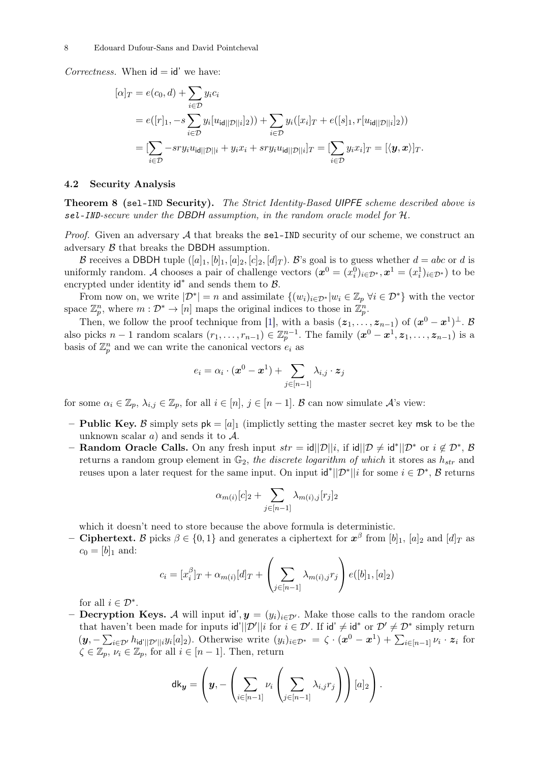*Correctness.* When $\mathsf{id} = \mathsf{id}'$ we have:

$$
\begin{aligned}
[\alpha]_T &= e(c_0, d) + \sum_{i \in \mathcal{D}} y_i c_i \\
&= e([r]_1, -s \sum_{i \in \mathcal{D}} y_i [u_{\mathsf{id}||\mathcal{D}||i}]_2)) + \sum_{i \in \mathcal{D}} y_i([x_i]_T + e([s]_1, r[u_{\mathsf{id}||\mathcal{D}||i}]_2)) \\
&= [\sum_{i \in \mathcal{D}} -sry_i u_{\mathsf{id}||\mathcal{D}||i} + y_i x_i + sry_i u_{\mathsf{id}||\mathcal{D}||i}]_T = [\sum_{i \in \mathcal{D}} y_i x_i]_T = [\langle \boldsymbol{y}, \boldsymbol{x} \rangle]_T.
\end{aligned}
$$

### 4.2 Security Analysis

**Theorem 8 (sel-IND Security).** *The Strict Identity-Based UIPFE scheme described above is sel-IND-secure under the DBDH assumption, in the random oracle model for $\mathcal{H}$.*

*Proof.* Given an adversary $\mathcal{A}$ that breaks the sel-IND security of our scheme, we construct an adversary $\mathcal{B}$ that breaks the DBDH assumption.

$\mathcal{B}$ receives a DBDH tuple $([a]_1, [b]_1, [a]_2, [c]_2, [d]_T)$. $\mathcal{B}$'s goal is to guess whether $d = abc$ or $d$ is uniformly random. $\mathcal{A}$ chooses a pair of challenge vectors $(\boldsymbol{x}^0 = (x_i^0)_{i \in \mathcal{D}^*}, \boldsymbol{x}^1 = (x_i^1)_{i \in \mathcal{D}^*})$ to be encrypted under identity $\mathsf{id}^*$ and sends them to $\mathcal{B}$.

From now on, we write $|\mathcal{D}^*| = n$ and assimilate $\{(w_i)_{i \in \mathcal{D}^*} | w_i \in \mathbb{Z}_p \ \forall i \in \mathcal{D}^*\}$ with the vector space $\mathbb{Z}_p^n$, where $m : \mathcal{D}^* \to [n]$ maps the original indices to those in $\mathbb{Z}_p^n$.

Then, we follow the proof technique from [1], with a basis $(\boldsymbol{z}_1, \ldots, \boldsymbol{z}_{n-1})$ of $(\boldsymbol{x}^0 - \boldsymbol{x}^1)^\perp$. $\mathcal{B}$ also picks $n-1$ random scalars $(r_1, \ldots, r_{n-1}) \in \mathbb{Z}_p^{n-1}$. The family $(\boldsymbol{x}^0 - \boldsymbol{x}^1, \boldsymbol{z}_1, \ldots, \boldsymbol{z}_{n-1})$ is a basis of $\mathbb{Z}_p^n$ and we can write the canonical vectors $e_i$ as

$$
e_i = \alpha_i \cdot (\boldsymbol{x}^0 - \boldsymbol{x}^1) + \sum_{j \in [n-1]} \lambda_{i,j} \cdot \boldsymbol{z}_j
$$

for some $\alpha_i \in \mathbb{Z}_p$, $\lambda_{i,j} \in \mathbb{Z}_p$, for all $i \in [n]$, $j \in [n-1]$. $\mathcal{B}$ can now simulate $\mathcal{A}$'s view:

- **Public Key.** $\mathcal{B}$ simply sets $\mathsf{pk} = [a]_1$ (implictly setting the master secret key $\mathsf{msk}$ to be the unknown scalar $a$) and sends it to $\mathcal{A}$.
- **Random Oracle Calls.** On any fresh input $str = \mathsf{id}||\mathcal{D}||i$, if $\mathsf{id}||\mathcal{D} \neq \mathsf{id}^*||\mathcal{D}^*$ or $i \notin \mathcal{D}^*$, $\mathcal{B}$ returns a random group element in $\mathbb{G}_2$, *the discrete logarithm of which* it stores as $h_{str}$ and reuses upon a later request for the same input. On input $\mathsf{id}^*||\mathcal{D}^*||i$ for some $i \in \mathcal{D}^*$, $\mathcal{B}$ returns

$$
\alpha_{m(i)}[c]_2 + \sum_{j \in [n-1]} \lambda_{m(i),j}[r_j]_2
$$

  which it doesn't need to store because the above formula is deterministic.
- **Ciphertext.** $\mathcal{B}$ picks $\beta \in \{0,1\}$ and generates a ciphertext for $\boldsymbol{x}^\beta$ from $[b]_1$, $[a]_2$ and $[d]_T$ as $c_0 = [b]_1$ and:

$$
c_i = [x_i^\beta]_T + \alpha_{m(i)}[d]_T + \left( \sum_{j \in [n-1]} \lambda_{m(i),j} r_j \right) e([b]_1, [a]_2)
$$

  for all $i \in \mathcal{D}^*$.
- **Decryption Keys.** $\mathcal{A}$ will input $\mathsf{id}', \boldsymbol{y} = (y_i)_{i \in \mathcal{D}'}$. Make those calls to the random oracle that haven't been made for inputs $\mathsf{id}'||\mathcal{D}'||i$ for $i \in \mathcal{D}'$. If $\mathsf{id}' \neq \mathsf{id}^*$ or $\mathcal{D}' \neq \mathcal{D}^*$ simply return $(\boldsymbol{y}, -\sum_{i \in \mathcal{D}'} h_{\mathsf{id}'||\mathcal{D}'||i} y_i [a]_2)$. Otherwise write $(y_i)_{i \in \mathcal{D}^*} = \zeta \cdot (\boldsymbol{x}^0 - \boldsymbol{x}^1) + \sum_{i \in [n-1]} \nu_i \cdot \boldsymbol{z}_i$ for $\zeta \in \mathbb{Z}_p$, $\nu_i \in \mathbb{Z}_p$, for all $i \in [n-1]$. Then, return

$$
\mathsf{dk}_{\boldsymbol{y}} = \left( \boldsymbol{y}, -\left( \sum_{i \in [n-1]} \nu_i \left( \sum_{j \in [n-1]} \lambda_{i,j} r_j \right) \right) [a]_2 \right).
$$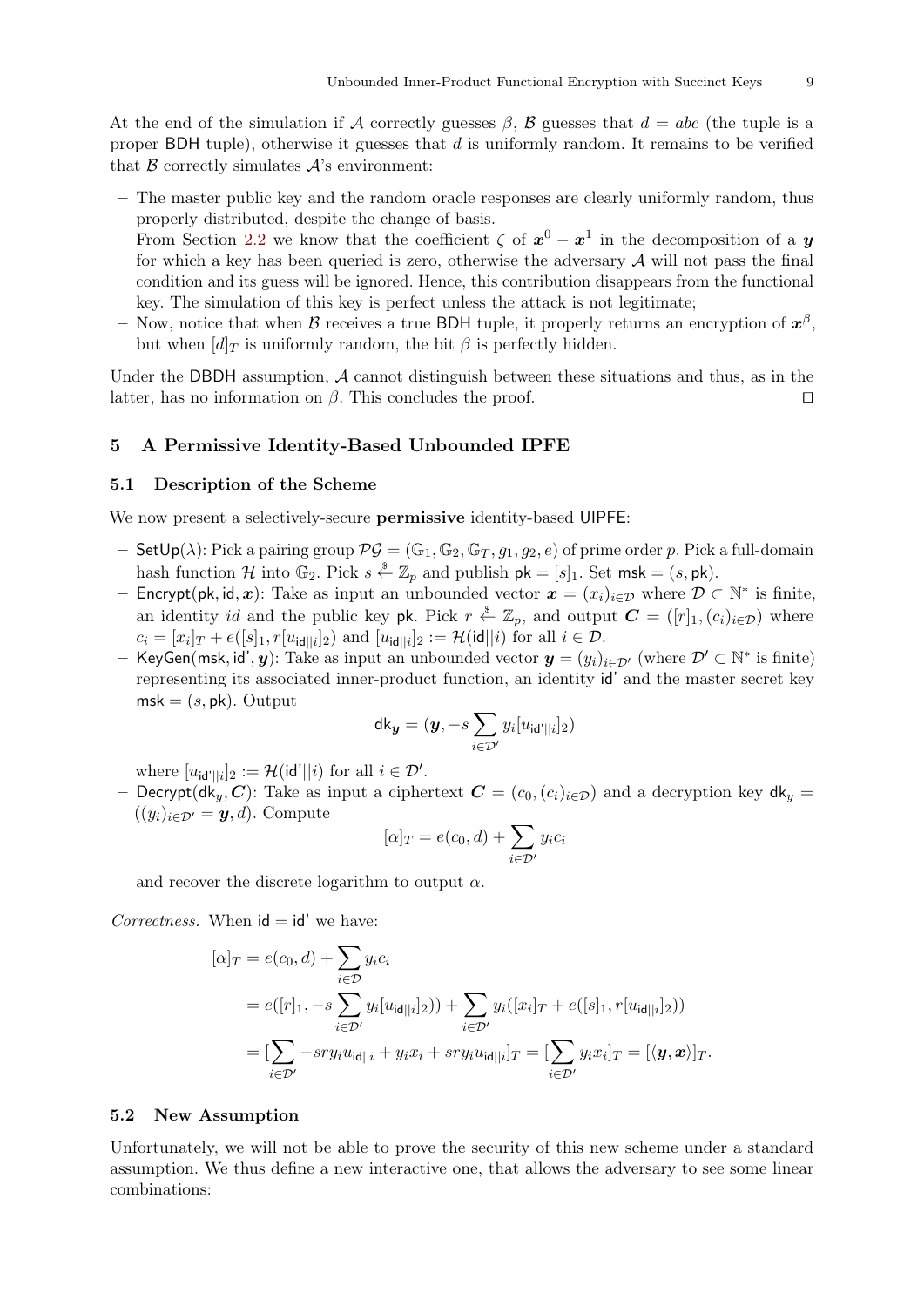At the end of the simulation if $\mathcal{A}$ correctly guesses $\beta$, $\mathcal{B}$ guesses that $d = abc$ (the tuple is a proper BDH tuple), otherwise it guesses that $d$ is uniformly random. It remains to be verified that $\mathcal{B}$ correctly simulates $\mathcal{A}$'s environment:

– The master public key and the random oracle responses are clearly uniformly random, thus properly distributed, despite the change of basis.
– From Section 2.2 we know that the coefficient $\zeta$ of $\boldsymbol{x}^0 - \boldsymbol{x}^1$ in the decomposition of a $\boldsymbol{y}$ for which a key has been queried is zero, otherwise the adversary $\mathcal{A}$ will not pass the final condition and its guess will be ignored. Hence, this contribution disappears from the functional key. The simulation of this key is perfect unless the attack is not legitimate;
– Now, notice that when $\mathcal{B}$ receives a true BDH tuple, it properly returns an encryption of $\boldsymbol{x}^\beta$, but when $[d]_T$ is uniformly random, the bit $\beta$ is perfectly hidden.

Under the DBDH assumption, $\mathcal{A}$ cannot distinguish between these situations and thus, as in the latter, has no information on $\beta$. This concludes the proof. ◻

## 5 A Permissive Identity-Based Unbounded IPFE

### 5.1 Description of the Scheme

We now present a selectively-secure **permissive** identity-based UIPFE:

– $\mathsf{SetUp}(\lambda)$: Pick a pairing group $\mathcal{PG} = (\mathbb{G}_1, \mathbb{G}_2, \mathbb{G}_T, g_1, g_2, e)$ of prime order $p$. Pick a full-domain hash function $\mathcal{H}$ into $\mathbb{G}_2$. Pick $s \xleftarrow{\$} \mathbb{Z}_p$ and publish $\mathsf{pk} = [s]_1$. Set $\mathsf{msk} = (s, \mathsf{pk})$.
– $\mathsf{Encrypt}(\mathsf{pk}, \mathsf{id}, \boldsymbol{x})$: Take as input an unbounded vector $\boldsymbol{x} = (x_i)_{i \in \mathcal{D}}$ where $\mathcal{D} \subset \mathbb{N}^*$ is finite, an identity $id$ and the public key $\mathsf{pk}$. Pick $r \xleftarrow{\$} \mathbb{Z}_p$, and output $\boldsymbol{C} = ([r]_1, (c_i)_{i \in \mathcal{D}})$ where $c_i = [x_i]_T + e([s]_1, r[u_{\mathsf{id}||i}]_2)$ and $[u_{\mathsf{id}||i}]_2 := \mathcal{H}(\mathsf{id}||i)$ for all $i \in \mathcal{D}$.
– $\mathsf{KeyGen}(\mathsf{msk}, \mathsf{id'}, \boldsymbol{y})$: Take as input an unbounded vector $\boldsymbol{y} = (y_i)_{i \in \mathcal{D}'}$ (where $\mathcal{D}' \subset \mathbb{N}^*$ is finite) representing its associated inner-product function, an identity $\mathsf{id'}$ and the master secret key $\mathsf{msk} = (s, \mathsf{pk})$. Output

$$\mathsf{dk}_{\boldsymbol{y}} = (\boldsymbol{y}, -s \sum_{i \in \mathcal{D}'} y_i [u_{\mathsf{id'}||i}]_2)$$

where $[u_{\mathsf{id'}||i}]_2 := \mathcal{H}(\mathsf{id'}||i)$ for all $i \in \mathcal{D}'$.
– $\mathsf{Decrypt}(\mathsf{dk}_y, \boldsymbol{C})$: Take as input a ciphertext $\boldsymbol{C} = (c_0, (c_i)_{i \in \mathcal{D}})$ and a decryption key $\mathsf{dk}_y = ((y_i)_{i \in \mathcal{D}'} = \boldsymbol{y}, d)$. Compute

$$[\alpha]_T = e(c_0, d) + \sum_{i \in \mathcal{D}'} y_i c_i$$

and recover the discrete logarithm to output $\alpha$.

*Correctness.* When $\mathsf{id} = \mathsf{id'}$ we have:

$$\begin{aligned}
[\alpha]_T &= e(c_0, d) + \sum_{i \in \mathcal{D}} y_i c_i \\
&= e([r]_1, -s \sum_{i \in \mathcal{D}'} y_i [u_{\mathsf{id}||i}]_2)) + \sum_{i \in \mathcal{D}'} y_i([x_i]_T + e([s]_1, r[u_{\mathsf{id}||i}]_2)) \\
&= [\sum_{i \in \mathcal{D}'} -sry_i u_{\mathsf{id}||i} + y_i x_i + sry_i u_{\mathsf{id}||i}]_T = [\sum_{i \in \mathcal{D}'} y_i x_i]_T = [\langle \boldsymbol{y}, \boldsymbol{x} \rangle]_T.
\end{aligned}$$

### 5.2 New Assumption

Unfortunately, we will not be able to prove the security of this new scheme under a standard assumption. We thus define a new interactive one, that allows the adversary to see some linear combinations: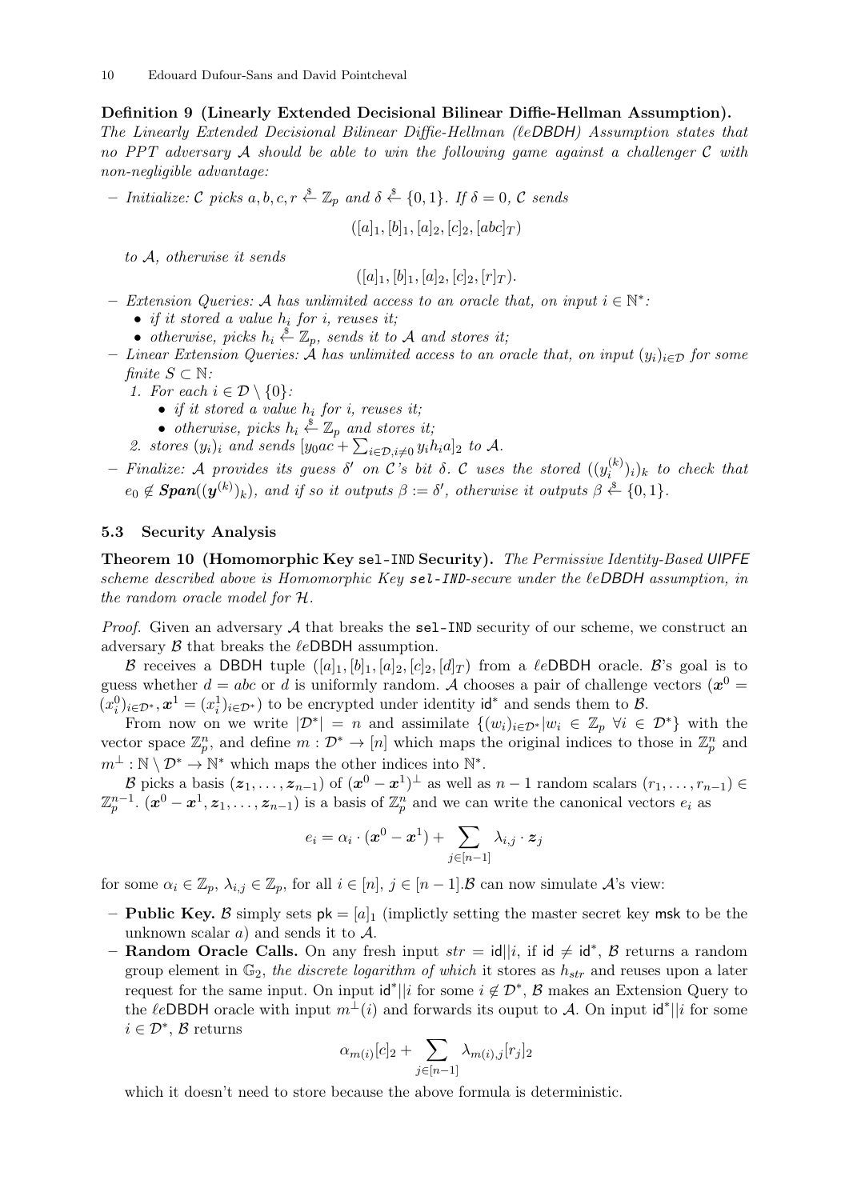**Definition 9 (Linearly Extended Decisional Bilinear Diffie-Hellman Assumption).** *The Linearly Extended Decisional Bilinear Diffie-Hellman ($\ell e$DBDH) Assumption states that no PPT adversary $\mathcal{A}$ should be able to win the following game against a challenger $\mathcal{C}$ with non-negligible advantage:*

– *Initialize: $\mathcal{C}$ picks $a, b, c, r \xleftarrow{\$} \mathbb{Z}_p$ and $\delta \xleftarrow{\$} \{0,1\}$. If $\delta = 0$, $\mathcal{C}$ sends*

$$([a]_1, [b]_1, [a]_2, [c]_2, [abc]_T)$$

*to $\mathcal{A}$, otherwise it sends*

$$([a]_1, [b]_1, [a]_2, [c]_2, [r]_T).$$

– *Extension Queries: $\mathcal{A}$ has unlimited access to an oracle that, on input $i \in \mathbb{N}^*$:*
  - *if it stored a value $h_i$ for $i$, reuses it;*
  - *otherwise, picks $h_i \xleftarrow{\$} \mathbb{Z}_p$, sends it to $\mathcal{A}$ and stores it;*
– *Linear Extension Queries: $\mathcal{A}$ has unlimited access to an oracle that, on input $(y_i)_{i\in\mathcal{D}}$ for some finite $S \subset \mathbb{N}$:*
  1. *For each $i \in \mathcal{D} \setminus \{0\}$:*
     - *if it stored a value $h_i$ for $i$, reuses it;*
     - *otherwise, picks $h_i \xleftarrow{\$} \mathbb{Z}_p$ and stores it;*
  2. *stores $(y_i)_i$ and sends $[y_0 ac + \sum_{i\in\mathcal{D}, i\neq 0} y_i h_i a]_2$ to $\mathcal{A}$.*
– *Finalize: $\mathcal{A}$ provides its guess $\delta'$ on $\mathcal{C}$'s bit $\delta$. $\mathcal{C}$ uses the stored $((y_i^{(k)})_i)_k$ to check that $e_0 \notin \textbf{Span}((\boldsymbol{y}^{(k)})_k)$, and if so it outputs $\beta := \delta'$, otherwise it outputs $\beta \xleftarrow{\$} \{0,1\}$.*

### 5.3 Security Analysis

**Theorem 10 (Homomorphic Key `sel-IND` Security).** *The Permissive Identity-Based UIPFE scheme described above is Homomorphic Key `sel-IND`-secure under the $\ell e$DBDH assumption, in the random oracle model for $\mathcal{H}$.*

*Proof.* Given an adversary $\mathcal{A}$ that breaks the `sel-IND` security of our scheme, we construct an adversary $\mathcal{B}$ that breaks the $\ell e$DBDH assumption.

$\mathcal{B}$ receives a DBDH tuple $([a]_1, [b]_1, [a]_2, [c]_2, [d]_T)$ from a $\ell e$DBDH oracle. $\mathcal{B}$'s goal is to guess whether $d = abc$ or $d$ is uniformly random. $\mathcal{A}$ chooses a pair of challenge vectors ($\boldsymbol{x}^0 = (x_i^0)_{i\in\mathcal{D}^*}, \boldsymbol{x}^1 = (x_i^1)_{i\in\mathcal{D}^*}$) to be encrypted under identity $\mathsf{id}^*$ and sends them to $\mathcal{B}$.

From now on we write $|\mathcal{D}^*| = n$ and assimilate $\{(w_i)_{i\in\mathcal{D}^*} | w_i \in \mathbb{Z}_p \ \forall i \in \mathcal{D}^*\}$ with the vector space $\mathbb{Z}_p^n$, and define $m : \mathcal{D}^* \to [n]$ which maps the original indices to those in $\mathbb{Z}_p^n$ and $m^\perp : \mathbb{N} \setminus \mathcal{D}^* \to \mathbb{N}^*$ which maps the other indices into $\mathbb{N}^*$.

$\mathcal{B}$ picks a basis $(\boldsymbol{z}_1, \ldots, \boldsymbol{z}_{n-1})$ of $(\boldsymbol{x}^0 - \boldsymbol{x}^1)^\perp$ as well as $n-1$ random scalars $(r_1, \ldots, r_{n-1}) \in \mathbb{Z}_p^{n-1}$. $(\boldsymbol{x}^0 - \boldsymbol{x}^1, \boldsymbol{z}_1, \ldots, \boldsymbol{z}_{n-1})$ is a basis of $\mathbb{Z}_p^n$ and we can write the canonical vectors $e_i$ as

$$e_i = \alpha_i \cdot (\boldsymbol{x}^0 - \boldsymbol{x}^1) + \sum_{j\in[n-1]} \lambda_{i,j} \cdot \boldsymbol{z}_j$$

for some $\alpha_i \in \mathbb{Z}_p$, $\lambda_{i,j} \in \mathbb{Z}_p$, for all $i \in [n]$, $j \in [n-1]$.$\mathcal{B}$ can now simulate $\mathcal{A}$'s view:

– **Public Key.** $\mathcal{B}$ simply sets $\mathsf{pk} = [a]_1$ (implictly setting the master secret key $\mathsf{msk}$ to be the unknown scalar $a$) and sends it to $\mathcal{A}$.
– **Random Oracle Calls.** On any fresh input $str = \mathsf{id}||i$, if $\mathsf{id} \neq \mathsf{id}^*$, $\mathcal{B}$ returns a random group element in $\mathbb{G}_2$, *the discrete logarithm of which* it stores as $h_{str}$ and reuses upon a later request for the same input. On input $\mathsf{id}^*||i$ for some $i \notin \mathcal{D}^*$, $\mathcal{B}$ makes an Extension Query to the $\ell e$DBDH oracle with input $m^\perp(i)$ and forwards its ouput to $\mathcal{A}$. On input $\mathsf{id}^*||i$ for some $i \in \mathcal{D}^*$, $\mathcal{B}$ returns

$$\alpha_{m(i)}[c]_2 + \sum_{j\in[n-1]} \lambda_{m(i),j}[r_j]_2$$

which it doesn't need to store because the above formula is deterministic.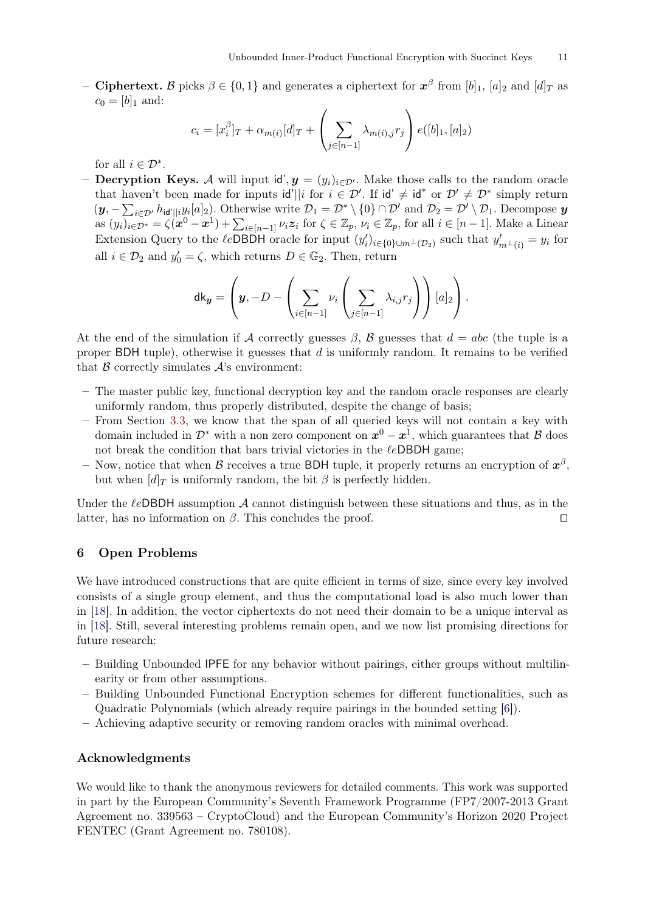– **Ciphertext.** $\mathcal{B}$ picks $\beta \in \{0,1\}$ and generates a ciphertext for $\boldsymbol{x}^\beta$ from $[b]_1$, $[a]_2$ and $[d]_T$ as $c_0 = [b]_1$ and:

$$c_i = [x_i^\beta]_T + \alpha_{m(i)}[d]_T + \left(\sum_{j\in[n-1]} \lambda_{m(i),j} r_j\right) e([b]_1, [a]_2)$$

for all $i \in \mathcal{D}^*$.

– **Decryption Keys.** $\mathcal{A}$ will input $\mathsf{id}', \boldsymbol{y} = (y_i)_{i\in\mathcal{D}'}$. Make those calls to the random oracle that haven't been made for inputs $\mathsf{id}'||i$ for $i \in \mathcal{D}'$. If $\mathsf{id}' \neq \mathsf{id}^*$ or $\mathcal{D}' \neq \mathcal{D}^*$ simply return $(\boldsymbol{y}, -\sum_{i\in\mathcal{D}'} h_{\mathsf{id}'||i} y_i [a]_2)$. Otherwise write $\mathcal{D}_1 = \mathcal{D}^* \setminus \{0\} \cap \mathcal{D}'$ and $\mathcal{D}_2 = \mathcal{D}' \setminus \mathcal{D}_1$. Decompose $\boldsymbol{y}$ as $(y_i)_{i\in\mathcal{D}^*} = \zeta(\boldsymbol{x}^0 - \boldsymbol{x}^1) + \sum_{i\in[n-1]} \nu_i \boldsymbol{z}_i$ for $\zeta \in \mathbb{Z}_p$, $\nu_i \in \mathbb{Z}_p$, for all $i \in [n-1]$. Make a Linear Extension Query to the $\ell e\mathsf{DBDH}$ oracle for input $(y_i')_{i\in\{0\}\cup m^\perp(\mathcal{D}_2)}$ such that $y'_{m^\perp(i)} = y_i$ for all $i \in \mathcal{D}_2$ and $y'_0 = \zeta$, which returns $D \in \mathbb{G}_2$. Then, return

$$\mathsf{dk}_{\boldsymbol{y}} = \left(\boldsymbol{y}, -D - \left(\sum_{i\in[n-1]} \nu_i \left(\sum_{j\in[n-1]} \lambda_{i,j} r_j\right)\right)[a]_2\right).$$

At the end of the simulation if $\mathcal{A}$ correctly guesses $\beta$, $\mathcal{B}$ guesses that $d = abc$ (the tuple is a proper $\mathsf{BDH}$ tuple), otherwise it guesses that $d$ is uniformly random. It remains to be verified that $\mathcal{B}$ correctly simulates $\mathcal{A}$'s environment:

– The master public key, functional decryption key and the random oracle responses are clearly uniformly random, thus properly distributed, despite the change of basis;
– From Section 3.3, we know that the span of all queried keys will not contain a key with domain included in $\mathcal{D}^*$ with a non zero component on $\boldsymbol{x}^0 - \boldsymbol{x}^1$, which guarantees that $\mathcal{B}$ does not break the condition that bars trivial victories in the $\ell e\mathsf{DBDH}$ game;
– Now, notice that when $\mathcal{B}$ receives a true $\mathsf{BDH}$ tuple, it properly returns an encryption of $\boldsymbol{x}^\beta$, but when $[d]_T$ is uniformly random, the bit $\beta$ is perfectly hidden.

Under the $\ell e\mathsf{DBDH}$ assumption $\mathcal{A}$ cannot distinguish between these situations and thus, as in the latter, has no information on $\beta$. This concludes the proof. ◻

## 6 Open Problems

We have introduced constructions that are quite efficient in terms of size, since every key involved consists of a single group element, and thus the computational load is also much lower than in [18]. In addition, the vector ciphertexts do not need their domain to be a unique interval as in [18]. Still, several interesting problems remain open, and we now list promising directions for future research:

– Building Unbounded $\mathsf{IPFE}$ for any behavior without pairings, either groups without multilinearity or from other assumptions.
– Building Unbounded Functional Encryption schemes for different functionalities, such as Quadratic Polynomials (which already require pairings in the bounded setting [6]).
– Achieving adaptive security or removing random oracles with minimal overhead.

## Acknowledgments

We would like to thank the anonymous reviewers for detailed comments. This work was supported in part by the European Community's Seventh Framework Programme (FP7/2007-2013 Grant Agreement no. 339563 – CryptoCloud) and the European Community's Horizon 2020 Project FENTEC (Grant Agreement no. 780108).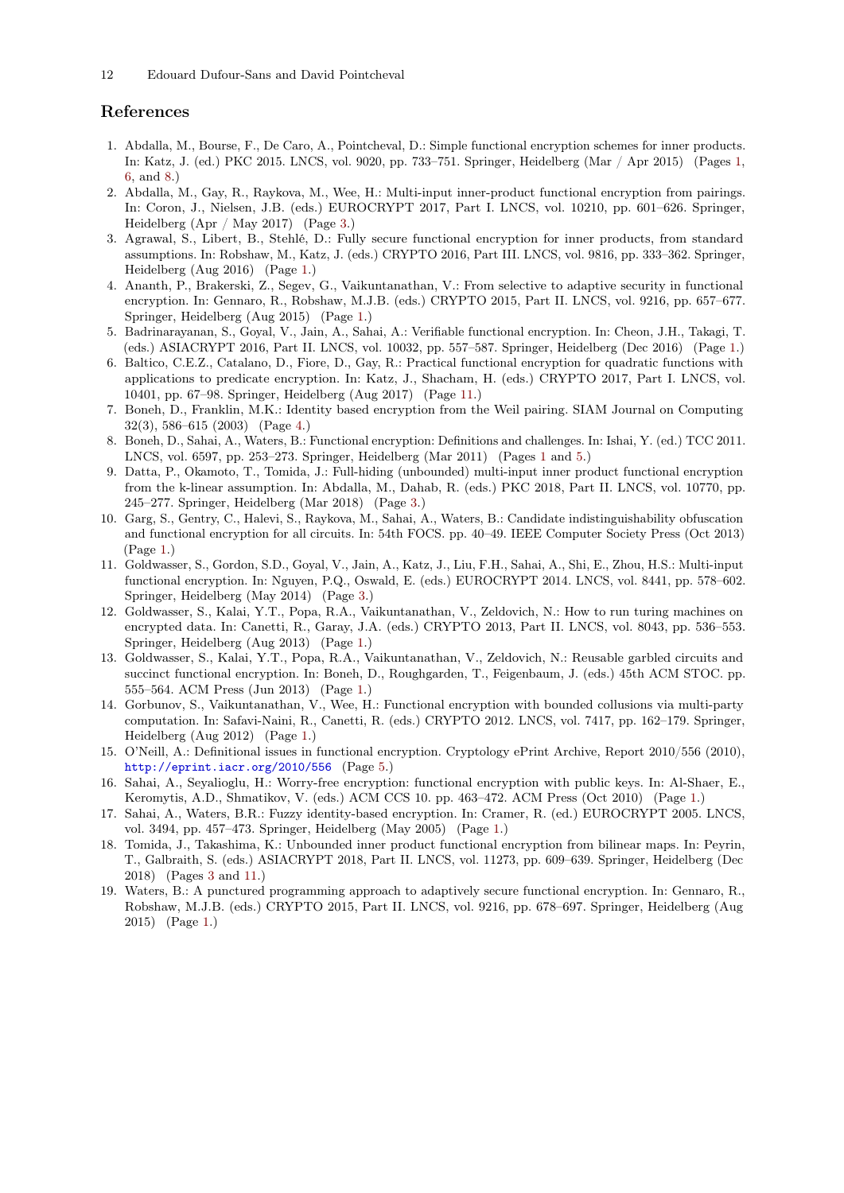## References

1. Abdalla, M., Bourse, F., De Caro, A., Pointcheval, D.: Simple functional encryption schemes for inner products. In: Katz, J. (ed.) PKC 2015. LNCS, vol. 9020, pp. 733–751. Springer, Heidelberg (Mar / Apr 2015) (Pages 1, 6, and 8.)
2. Abdalla, M., Gay, R., Raykova, M., Wee, H.: Multi-input inner-product functional encryption from pairings. In: Coron, J., Nielsen, J.B. (eds.) EUROCRYPT 2017, Part I. LNCS, vol. 10210, pp. 601–626. Springer, Heidelberg (Apr / May 2017) (Page 3.)
3. Agrawal, S., Libert, B., Stehlé, D.: Fully secure functional encryption for inner products, from standard assumptions. In: Robshaw, M., Katz, J. (eds.) CRYPTO 2016, Part III. LNCS, vol. 9816, pp. 333–362. Springer, Heidelberg (Aug 2016) (Page 1.)
4. Ananth, P., Brakerski, Z., Segev, G., Vaikuntanathan, V.: From selective to adaptive security in functional encryption. In: Gennaro, R., Robshaw, M.J.B. (eds.) CRYPTO 2015, Part II. LNCS, vol. 9216, pp. 657–677. Springer, Heidelberg (Aug 2015) (Page 1.)
5. Badrinarayanan, S., Goyal, V., Jain, A., Sahai, A.: Verifiable functional encryption. In: Cheon, J.H., Takagi, T. (eds.) ASIACRYPT 2016, Part II. LNCS, vol. 10032, pp. 557–587. Springer, Heidelberg (Dec 2016) (Page 1.)
6. Baltico, C.E.Z., Catalano, D., Fiore, D., Gay, R.: Practical functional encryption for quadratic functions with applications to predicate encryption. In: Katz, J., Shacham, H. (eds.) CRYPTO 2017, Part I. LNCS, vol. 10401, pp. 67–98. Springer, Heidelberg (Aug 2017) (Page 11.)
7. Boneh, D., Franklin, M.K.: Identity based encryption from the Weil pairing. SIAM Journal on Computing 32(3), 586–615 (2003) (Page 4.)
8. Boneh, D., Sahai, A., Waters, B.: Functional encryption: Definitions and challenges. In: Ishai, Y. (ed.) TCC 2011. LNCS, vol. 6597, pp. 253–273. Springer, Heidelberg (Mar 2011) (Pages 1 and 5.)
9. Datta, P., Okamoto, T., Tomida, J.: Full-hiding (unbounded) multi-input inner product functional encryption from the k-linear assumption. In: Abdalla, M., Dahab, R. (eds.) PKC 2018, Part II. LNCS, vol. 10770, pp. 245–277. Springer, Heidelberg (Mar 2018) (Page 3.)
10. Garg, S., Gentry, C., Halevi, S., Raykova, M., Sahai, A., Waters, B.: Candidate indistinguishability obfuscation and functional encryption for all circuits. In: 54th FOCS. pp. 40–49. IEEE Computer Society Press (Oct 2013) (Page 1.)
11. Goldwasser, S., Gordon, S.D., Goyal, V., Jain, A., Katz, J., Liu, F.H., Sahai, A., Shi, E., Zhou, H.S.: Multi-input functional encryption. In: Nguyen, P.Q., Oswald, E. (eds.) EUROCRYPT 2014. LNCS, vol. 8441, pp. 578–602. Springer, Heidelberg (May 2014) (Page 3.)
12. Goldwasser, S., Kalai, Y.T., Popa, R.A., Vaikuntanathan, V., Zeldovich, N.: How to run turing machines on encrypted data. In: Canetti, R., Garay, J.A. (eds.) CRYPTO 2013, Part II. LNCS, vol. 8043, pp. 536–553. Springer, Heidelberg (Aug 2013) (Page 1.)
13. Goldwasser, S., Kalai, Y.T., Popa, R.A., Vaikuntanathan, V., Zeldovich, N.: Reusable garbled circuits and succinct functional encryption. In: Boneh, D., Roughgarden, T., Feigenbaum, J. (eds.) 45th ACM STOC. pp. 555–564. ACM Press (Jun 2013) (Page 1.)
14. Gorbunov, S., Vaikuntanathan, V., Wee, H.: Functional encryption with bounded collusions via multi-party computation. In: Safavi-Naini, R., Canetti, R. (eds.) CRYPTO 2012. LNCS, vol. 7417, pp. 162–179. Springer, Heidelberg (Aug 2012) (Page 1.)
15. O'Neill, A.: Definitional issues in functional encryption. Cryptology ePrint Archive, Report 2010/556 (2010), http://eprint.iacr.org/2010/556 (Page 5.)
16. Sahai, A., Seyalioglu, H.: Worry-free encryption: functional encryption with public keys. In: Al-Shaer, E., Keromytis, A.D., Shmatikov, V. (eds.) ACM CCS 10. pp. 463–472. ACM Press (Oct 2010) (Page 1.)
17. Sahai, A., Waters, B.R.: Fuzzy identity-based encryption. In: Cramer, R. (ed.) EUROCRYPT 2005. LNCS, vol. 3494, pp. 457–473. Springer, Heidelberg (May 2005) (Page 1.)
18. Tomida, J., Takashima, K.: Unbounded inner product functional encryption from bilinear maps. In: Peyrin, T., Galbraith, S. (eds.) ASIACRYPT 2018, Part II. LNCS, vol. 11273, pp. 609–639. Springer, Heidelberg (Dec 2018) (Pages 3 and 11.)
19. Waters, B.: A punctured programming approach to adaptively secure functional encryption. In: Gennaro, R., Robshaw, M.J.B. (eds.) CRYPTO 2015, Part II. LNCS, vol. 9216, pp. 678–697. Springer, Heidelberg (Aug 2015) (Page 1.)